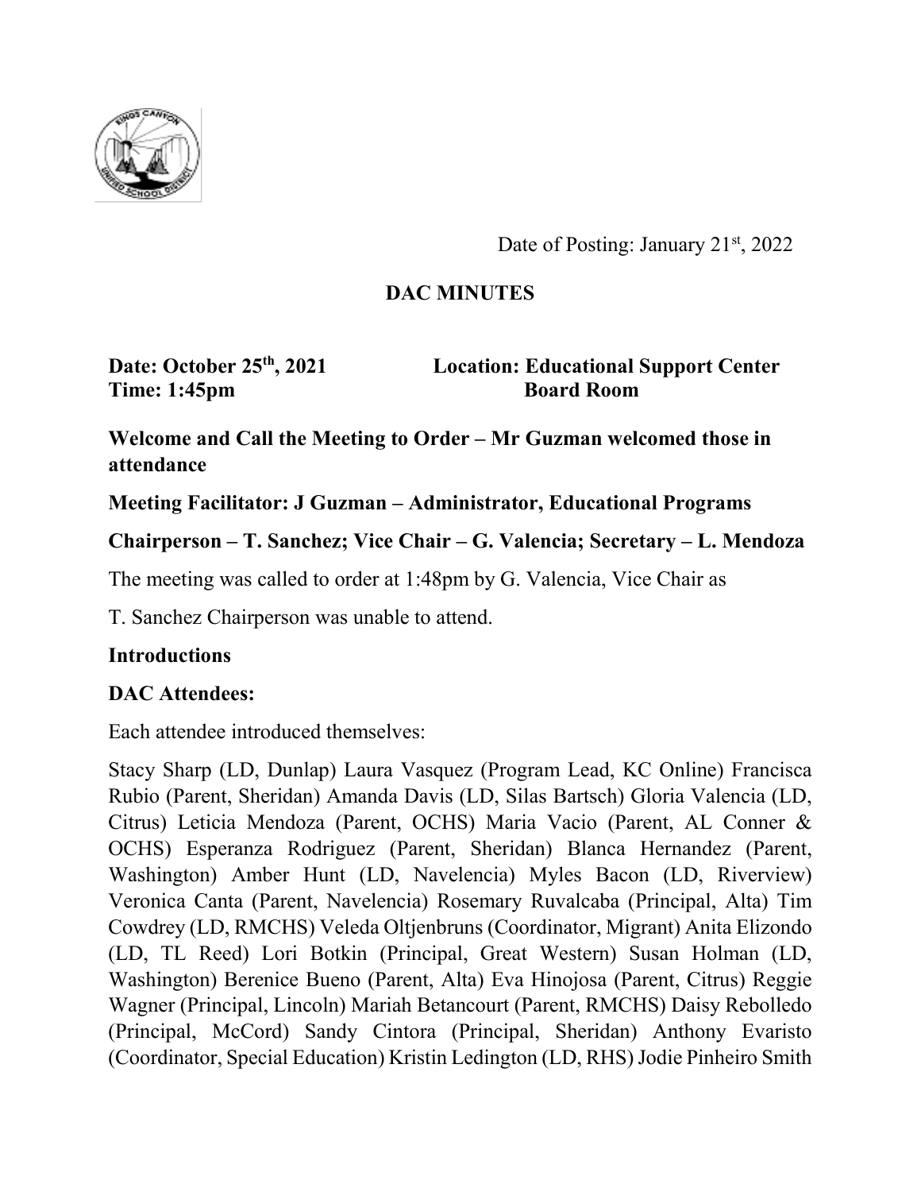Date of Posting: January 21st, 2022

# DAC MINUTES

**Date: October 25th, 2021** **Location: Educational Support Center**
**Time: 1:45pm** **Board Room**

**Welcome and Call the Meeting to Order – Mr Guzman welcomed those in attendance**

**Meeting Facilitator: J Guzman – Administrator, Educational Programs**

**Chairperson – T. Sanchez; Vice Chair – G. Valencia; Secretary – L. Mendoza**

The meeting was called to order at 1:48pm by G. Valencia, Vice Chair as

T. Sanchez Chairperson was unable to attend.

**Introductions**

**DAC Attendees:**

Each attendee introduced themselves:

Stacy Sharp (LD, Dunlap) Laura Vasquez (Program Lead, KC Online) Francisca Rubio (Parent, Sheridan) Amanda Davis (LD, Silas Bartsch) Gloria Valencia (LD, Citrus) Leticia Mendoza (Parent, OCHS) Maria Vacio (Parent, AL Conner & OCHS) Esperanza Rodriguez (Parent, Sheridan) Blanca Hernandez (Parent, Washington) Amber Hunt (LD, Navelencia) Myles Bacon (LD, Riverview) Veronica Canta (Parent, Navelencia) Rosemary Ruvalcaba (Principal, Alta) Tim Cowdrey (LD, RMCHS) Veleda Oltjenbruns (Coordinator, Migrant) Anita Elizondo (LD, TL Reed) Lori Botkin (Principal, Great Western) Susan Holman (LD, Washington) Berenice Bueno (Parent, Alta) Eva Hinojosa (Parent, Citrus) Reggie Wagner (Principal, Lincoln) Mariah Betancourt (Parent, RMCHS) Daisy Rebolledo (Principal, McCord) Sandy Cintora (Principal, Sheridan) Anthony Evaristo (Coordinator, Special Education) Kristin Ledington (LD, RHS) Jodie Pinheiro Smith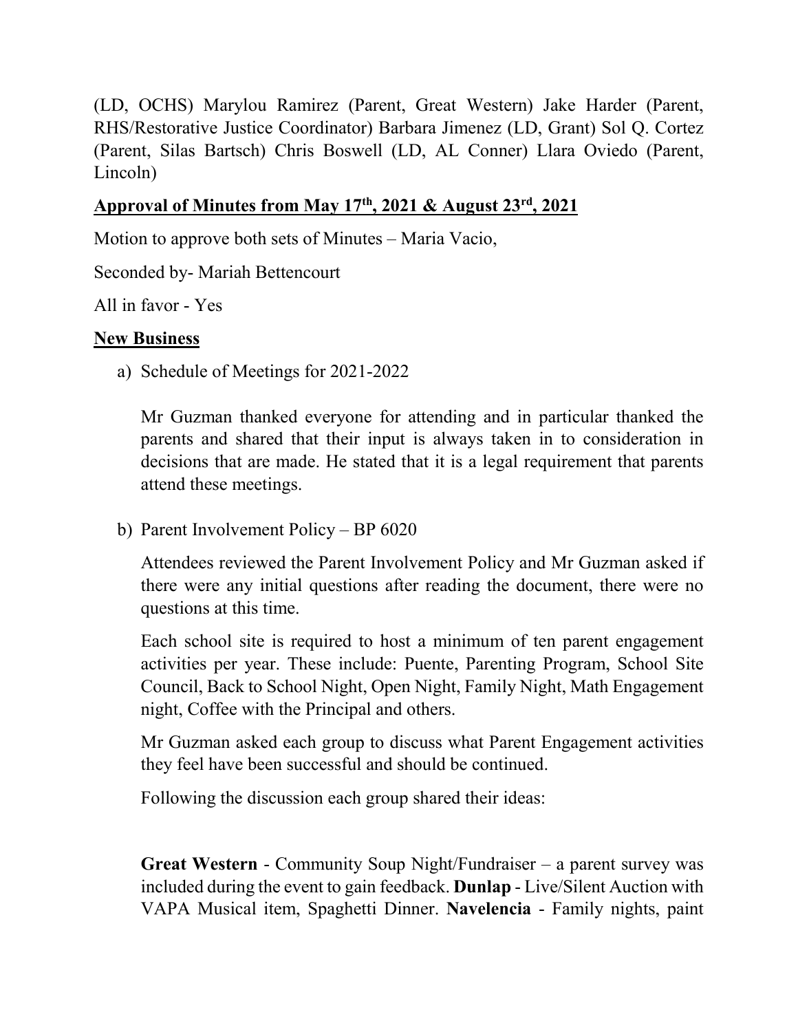(LD, OCHS) Marylou Ramirez (Parent, Great Western) Jake Harder (Parent, RHS/Restorative Justice Coordinator) Barbara Jimenez (LD, Grant) Sol Q. Cortez (Parent, Silas Bartsch) Chris Boswell (LD, AL Conner) Llara Oviedo (Parent, Lincoln)

## Approval of Minutes from May 17th, 2021 & August 23rd, 2021

Motion to approve both sets of Minutes – Maria Vacio,

Seconded by- Mariah Bettencourt

All in favor - Yes

## New Business

a) Schedule of Meetings for 2021-2022

Mr Guzman thanked everyone for attending and in particular thanked the parents and shared that their input is always taken in to consideration in decisions that are made. He stated that it is a legal requirement that parents attend these meetings.

b) Parent Involvement Policy – BP 6020

Attendees reviewed the Parent Involvement Policy and Mr Guzman asked if there were any initial questions after reading the document, there were no questions at this time.

Each school site is required to host a minimum of ten parent engagement activities per year. These include: Puente, Parenting Program, School Site Council, Back to School Night, Open Night, Family Night, Math Engagement night, Coffee with the Principal and others.

Mr Guzman asked each group to discuss what Parent Engagement activities they feel have been successful and should be continued.

Following the discussion each group shared their ideas:

**Great Western** - Community Soup Night/Fundraiser – a parent survey was included during the event to gain feedback. **Dunlap** - Live/Silent Auction with VAPA Musical item, Spaghetti Dinner. **Navelencia** - Family nights, paint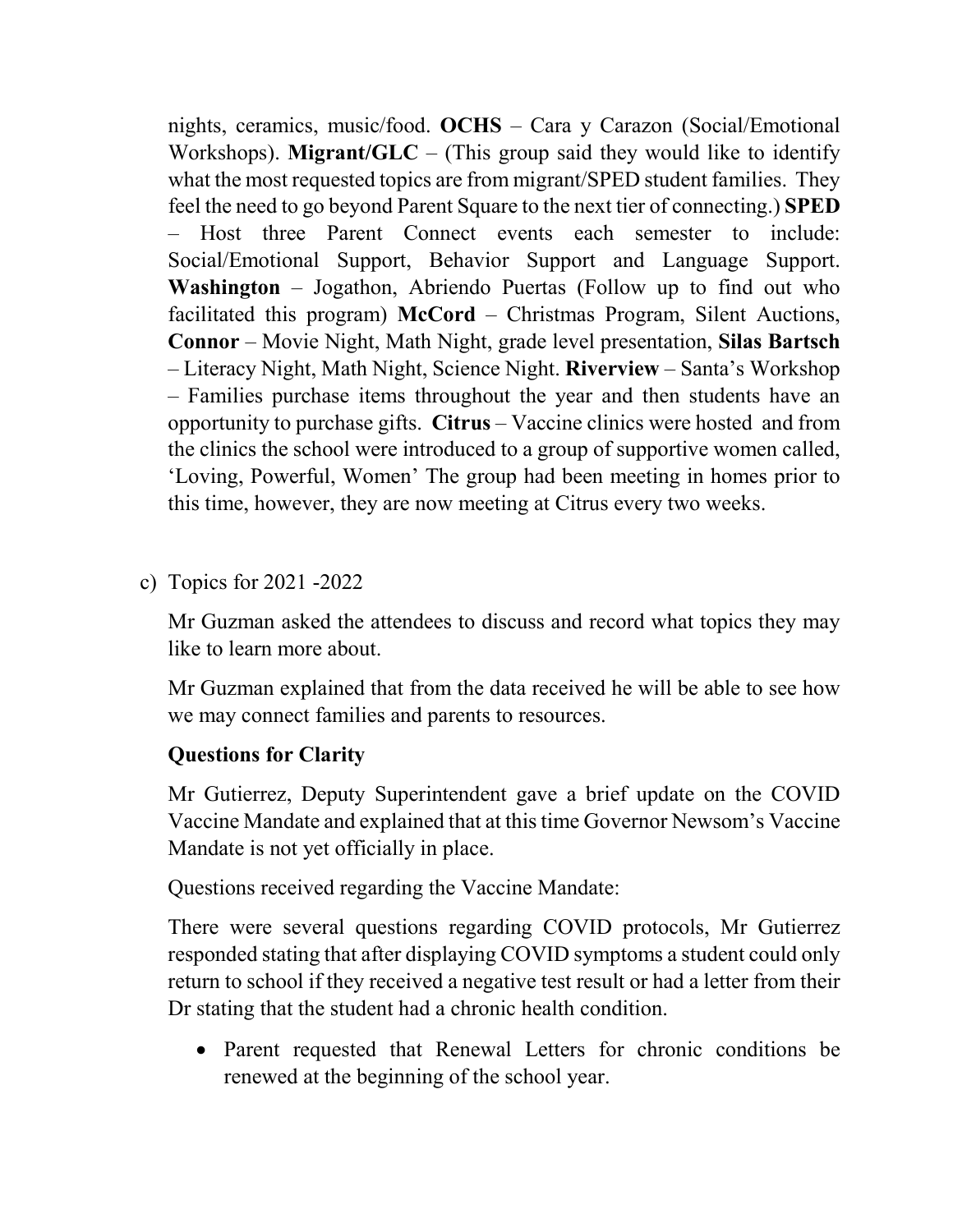nights, ceramics, music/food. **OCHS** – Cara y Carazon (Social/Emotional Workshops). **Migrant/GLC** – (This group said they would like to identify what the most requested topics are from migrant/SPED student families. They feel the need to go beyond Parent Square to the next tier of connecting.) **SPED** – Host three Parent Connect events each semester to include: Social/Emotional Support, Behavior Support and Language Support. **Washington** – Jogathon, Abriendo Puertas (Follow up to find out who facilitated this program) **McCord** – Christmas Program, Silent Auctions, **Connor** – Movie Night, Math Night, grade level presentation, **Silas Bartsch** – Literacy Night, Math Night, Science Night. **Riverview** – Santa's Workshop – Families purchase items throughout the year and then students have an opportunity to purchase gifts. **Citrus** – Vaccine clinics were hosted and from the clinics the school were introduced to a group of supportive women called, 'Loving, Powerful, Women' The group had been meeting in homes prior to this time, however, they are now meeting at Citrus every two weeks.

c) Topics for 2021 -2022

Mr Guzman asked the attendees to discuss and record what topics they may like to learn more about.

Mr Guzman explained that from the data received he will be able to see how we may connect families and parents to resources.

**Questions for Clarity**

Mr Gutierrez, Deputy Superintendent gave a brief update on the COVID Vaccine Mandate and explained that at this time Governor Newsom's Vaccine Mandate is not yet officially in place.

Questions received regarding the Vaccine Mandate:

There were several questions regarding COVID protocols, Mr Gutierrez responded stating that after displaying COVID symptoms a student could only return to school if they received a negative test result or had a letter from their Dr stating that the student had a chronic health condition.

- Parent requested that Renewal Letters for chronic conditions be renewed at the beginning of the school year.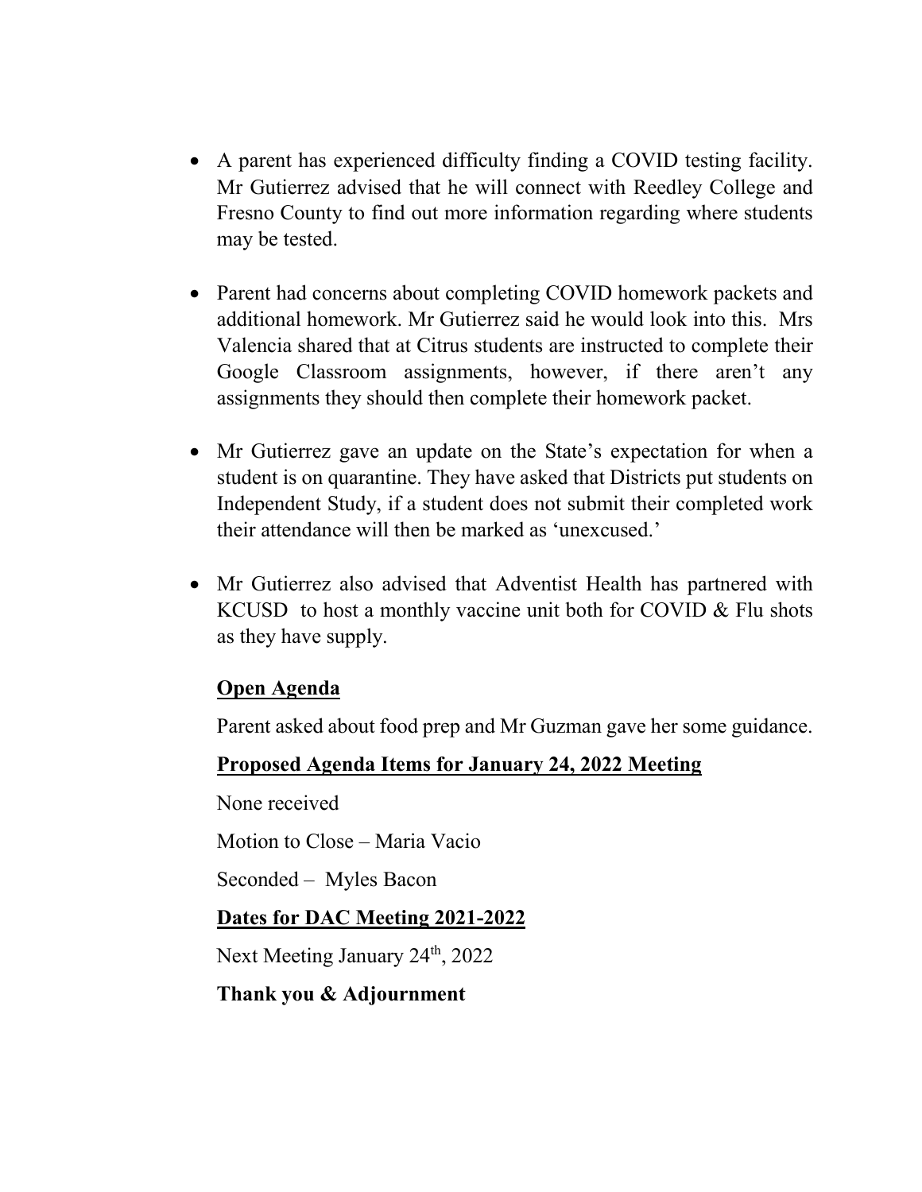- A parent has experienced difficulty finding a COVID testing facility. Mr Gutierrez advised that he will connect with Reedley College and Fresno County to find out more information regarding where students may be tested.

- Parent had concerns about completing COVID homework packets and additional homework. Mr Gutierrez said he would look into this. Mrs Valencia shared that at Citrus students are instructed to complete their Google Classroom assignments, however, if there aren't any assignments they should then complete their homework packet.

- Mr Gutierrez gave an update on the State's expectation for when a student is on quarantine. They have asked that Districts put students on Independent Study, if a student does not submit their completed work their attendance will then be marked as 'unexcused.'

- Mr Gutierrez also advised that Adventist Health has partnered with KCUSD to host a monthly vaccine unit both for COVID & Flu shots as they have supply.

**Open Agenda**

Parent asked about food prep and Mr Guzman gave her some guidance.

**Proposed Agenda Items for January 24, 2022 Meeting**

None received

Motion to Close – Maria Vacio

Seconded – Myles Bacon

**Dates for DAC Meeting 2021-2022**

Next Meeting January 24th, 2022

**Thank you & Adjournment**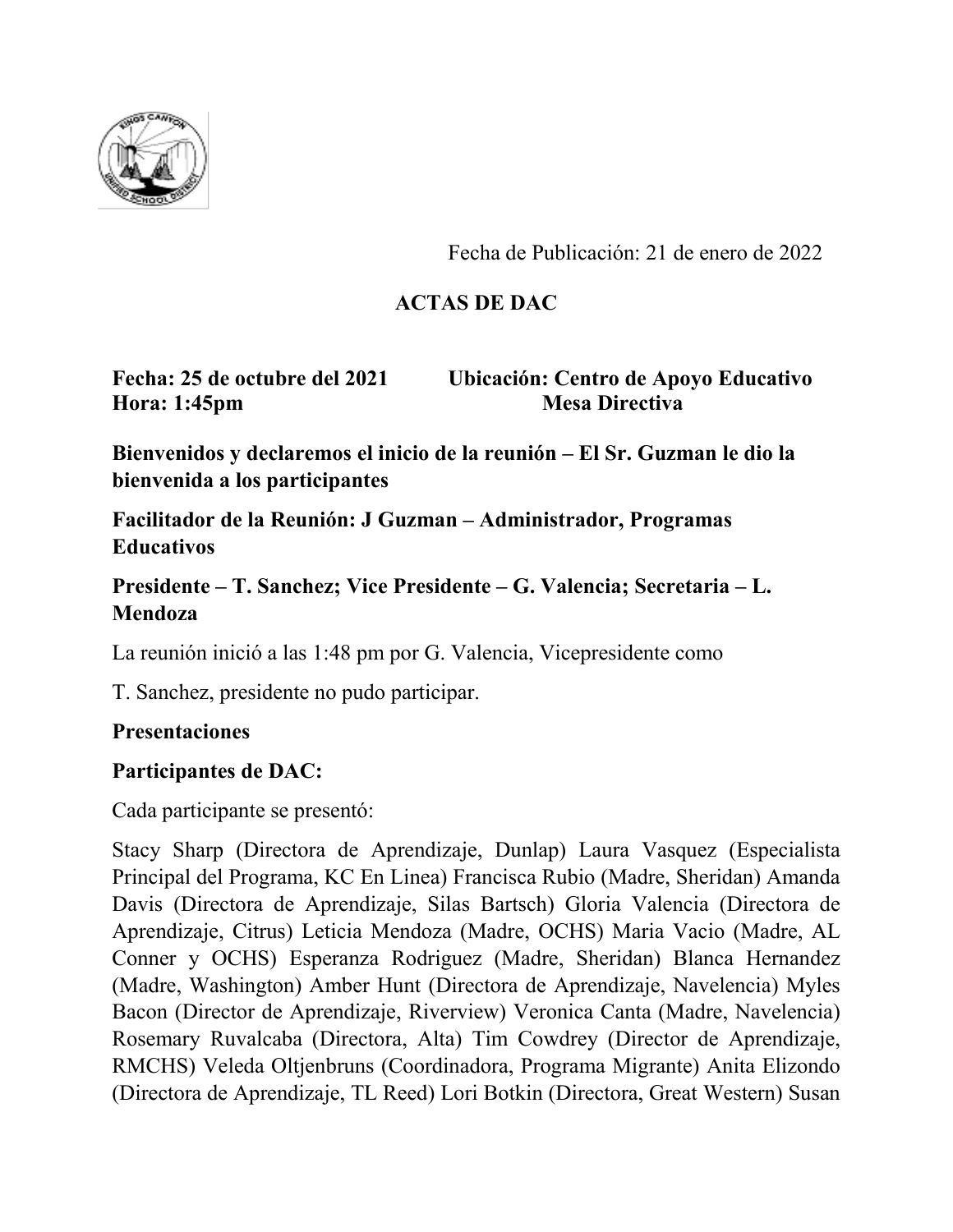Fecha de Publicación: 21 de enero de 2022

**ACTAS DE DAC**

**Fecha: 25 de octubre del 2021** **Ubicación: Centro de Apoyo Educativo**
**Hora: 1:45pm** **Mesa Directiva**

**Bienvenidos y declaremos el inicio de la reunión – El Sr. Guzman le dio la bienvenida a los participantes**

**Facilitador de la Reunión: J Guzman – Administrador, Programas Educativos**

**Presidente – T. Sanchez; Vice Presidente – G. Valencia; Secretaria – L. Mendoza**

La reunión inició a las 1:48 pm por G. Valencia, Vicepresidente como

T. Sanchez, presidente no pudo participar.

**Presentaciones**

**Participantes de DAC:**

Cada participante se presentó:

Stacy Sharp (Directora de Aprendizaje, Dunlap) Laura Vasquez (Especialista Principal del Programa, KC En Linea) Francisca Rubio (Madre, Sheridan) Amanda Davis (Directora de Aprendizaje, Silas Bartsch) Gloria Valencia (Directora de Aprendizaje, Citrus) Leticia Mendoza (Madre, OCHS) Maria Vacio (Madre, AL Conner y OCHS) Esperanza Rodriguez (Madre, Sheridan) Blanca Hernandez (Madre, Washington) Amber Hunt (Directora de Aprendizaje, Navelencia) Myles Bacon (Director de Aprendizaje, Riverview) Veronica Canta (Madre, Navelencia) Rosemary Ruvalcaba (Directora, Alta) Tim Cowdrey (Director de Aprendizaje, RMCHS) Veleda Oltjenbruns (Coordinadora, Programa Migrante) Anita Elizondo (Directora de Aprendizaje, TL Reed) Lori Botkin (Directora, Great Western) Susan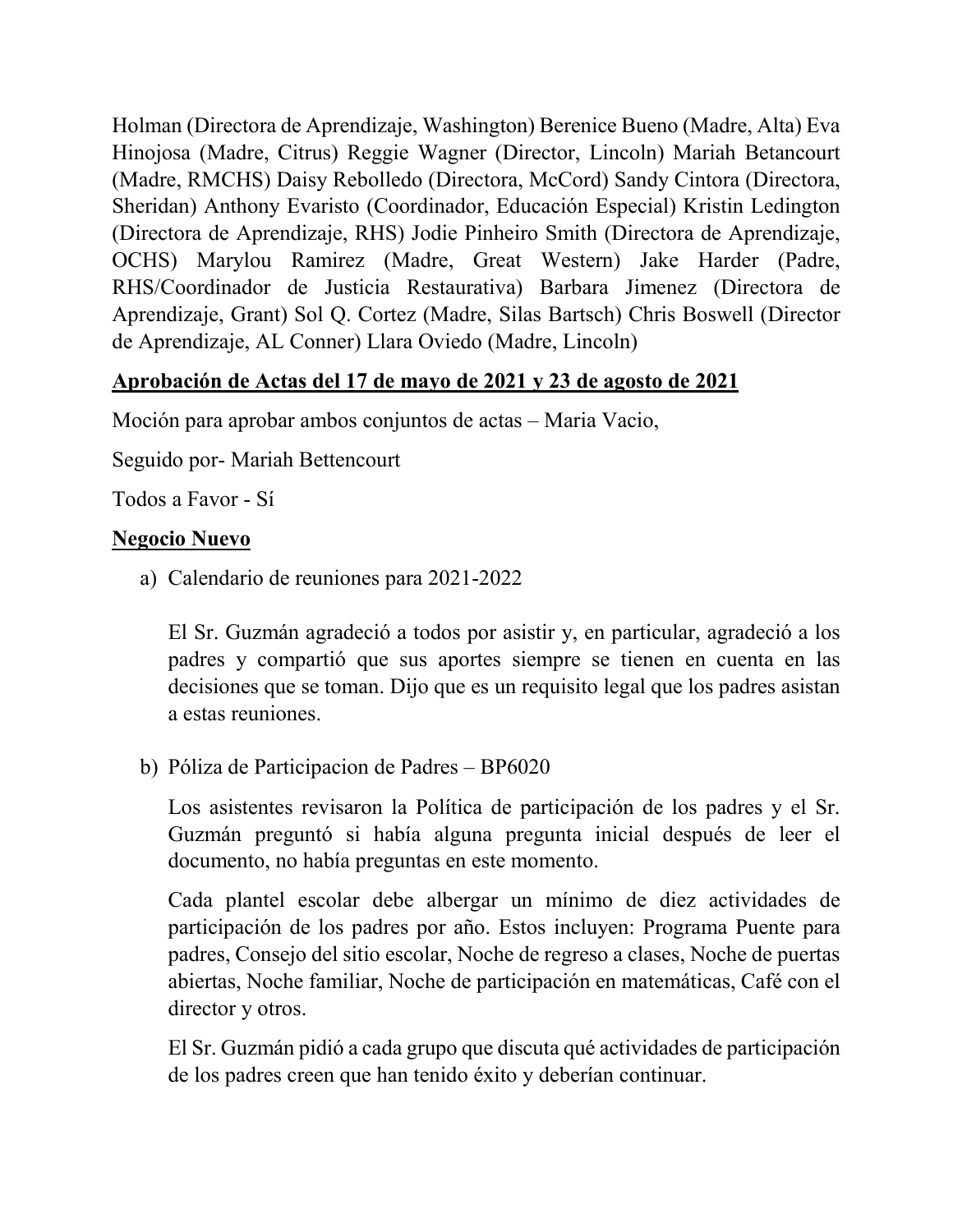Holman (Directora de Aprendizaje, Washington) Berenice Bueno (Madre, Alta) Eva Hinojosa (Madre, Citrus) Reggie Wagner (Director, Lincoln) Mariah Betancourt (Madre, RMCHS) Daisy Rebolledo (Directora, McCord) Sandy Cintora (Directora, Sheridan) Anthony Evaristo (Coordinador, Educación Especial) Kristin Ledington (Directora de Aprendizaje, RHS) Jodie Pinheiro Smith (Directora de Aprendizaje, OCHS) Marylou Ramirez (Madre, Great Western) Jake Harder (Padre, RHS/Coordinador de Justicia Restaurativa) Barbara Jimenez (Directora de Aprendizaje, Grant) Sol Q. Cortez (Madre, Silas Bartsch) Chris Boswell (Director de Aprendizaje, AL Conner) Llara Oviedo (Madre, Lincoln)

**<u>Aprobación de Actas del 17 de mayo de 2021 y 23 de agosto de 2021</u>**

Moción para aprobar ambos conjuntos de actas – Maria Vacio,

Seguido por- Mariah Bettencourt

Todos a Favor - Sí

**<u>Negocio Nuevo</u>**

a) Calendario de reuniones para 2021-2022

   El Sr. Guzmán agradeció a todos por asistir y, en particular, agradeció a los padres y compartió que sus aportes siempre se tienen en cuenta en las decisiones que se toman. Dijo que es un requisito legal que los padres asistan a estas reuniones.

b) Póliza de Participacion de Padres – BP6020

   Los asistentes revisaron la Política de participación de los padres y el Sr. Guzmán preguntó si había alguna pregunta inicial después de leer el documento, no había preguntas en este momento.

   Cada plantel escolar debe albergar un mínimo de diez actividades de participación de los padres por año. Estos incluyen: Programa Puente para padres, Consejo del sitio escolar, Noche de regreso a clases, Noche de puertas abiertas, Noche familiar, Noche de participación en matemáticas, Café con el director y otros.

   El Sr. Guzmán pidió a cada grupo que discuta qué actividades de participación de los padres creen que han tenido éxito y deberían continuar.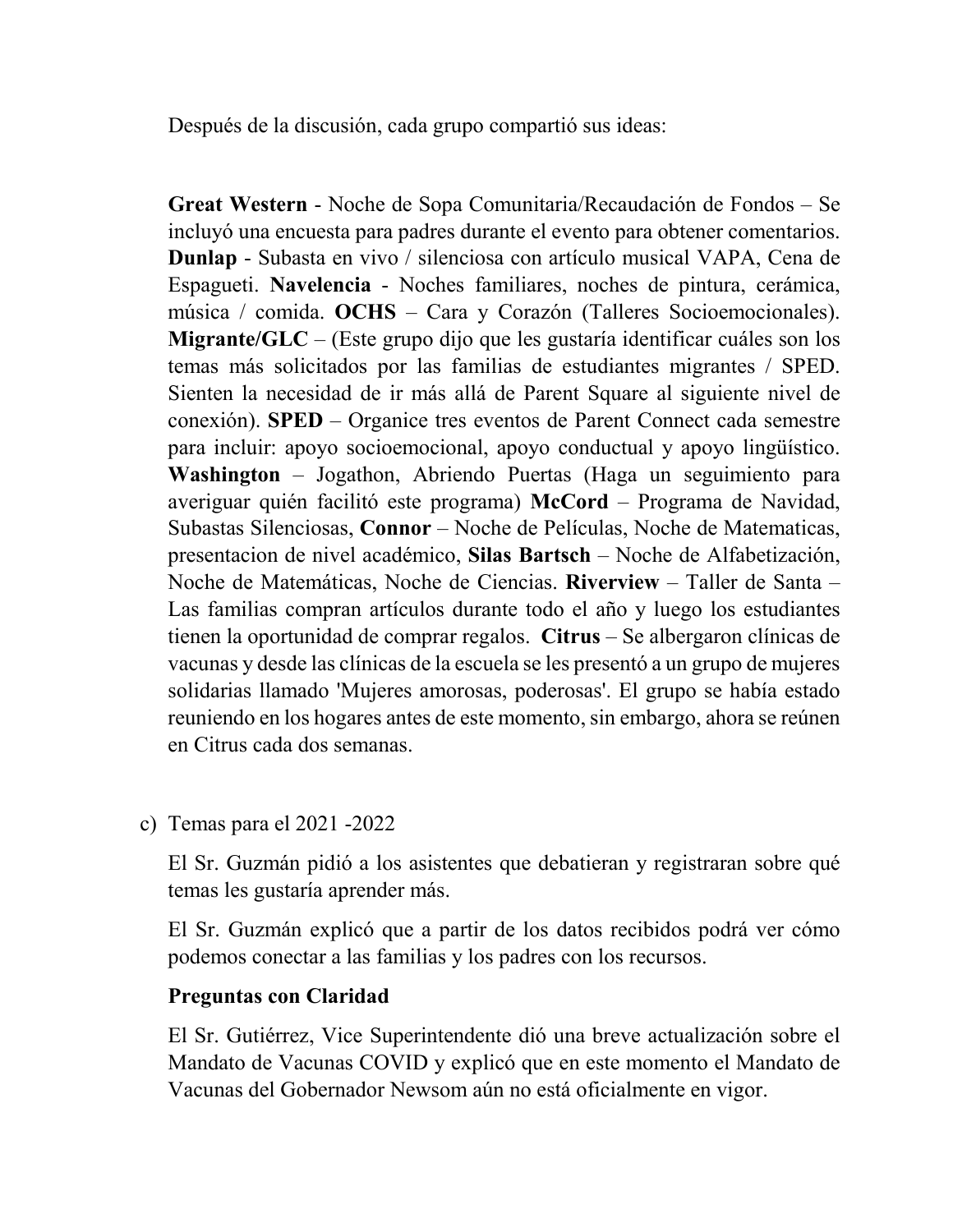Después de la discusión, cada grupo compartió sus ideas:

**Great Western** - Noche de Sopa Comunitaria/Recaudación de Fondos – Se incluyó una encuesta para padres durante el evento para obtener comentarios. **Dunlap** - Subasta en vivo / silenciosa con artículo musical VAPA, Cena de Espagueti. **Navelencia** - Noches familiares, noches de pintura, cerámica, música / comida. **OCHS** – Cara y Corazón (Talleres Socioemocionales). **Migrante/GLC** – (Este grupo dijo que les gustaría identificar cuáles son los temas más solicitados por las familias de estudiantes migrantes / SPED. Sienten la necesidad de ir más allá de Parent Square al siguiente nivel de conexión). **SPED** – Organice tres eventos de Parent Connect cada semestre para incluir: apoyo socioemocional, apoyo conductual y apoyo lingüístico. **Washington** – Jogathon, Abriendo Puertas (Haga un seguimiento para averiguar quién facilitó este programa) **McCord** – Programa de Navidad, Subastas Silenciosas, **Connor** – Noche de Películas, Noche de Matematicas, presentacion de nivel académico, **Silas Bartsch** – Noche de Alfabetización, Noche de Matemáticas, Noche de Ciencias. **Riverview** – Taller de Santa – Las familias compran artículos durante todo el año y luego los estudiantes tienen la oportunidad de comprar regalos. **Citrus** – Se albergaron clínicas de vacunas y desde las clínicas de la escuela se les presentó a un grupo de mujeres solidarias llamado 'Mujeres amorosas, poderosas'. El grupo se había estado reuniendo en los hogares antes de este momento, sin embargo, ahora se reúnen en Citrus cada dos semanas.

c) Temas para el 2021 -2022

El Sr. Guzmán pidió a los asistentes que debatieran y registraran sobre qué temas les gustaría aprender más.

El Sr. Guzmán explicó que a partir de los datos recibidos podrá ver cómo podemos conectar a las familias y los padres con los recursos.

**Preguntas con Claridad**

El Sr. Gutiérrez, Vice Superintendente dió una breve actualización sobre el Mandato de Vacunas COVID y explicó que en este momento el Mandato de Vacunas del Gobernador Newsom aún no está oficialmente en vigor.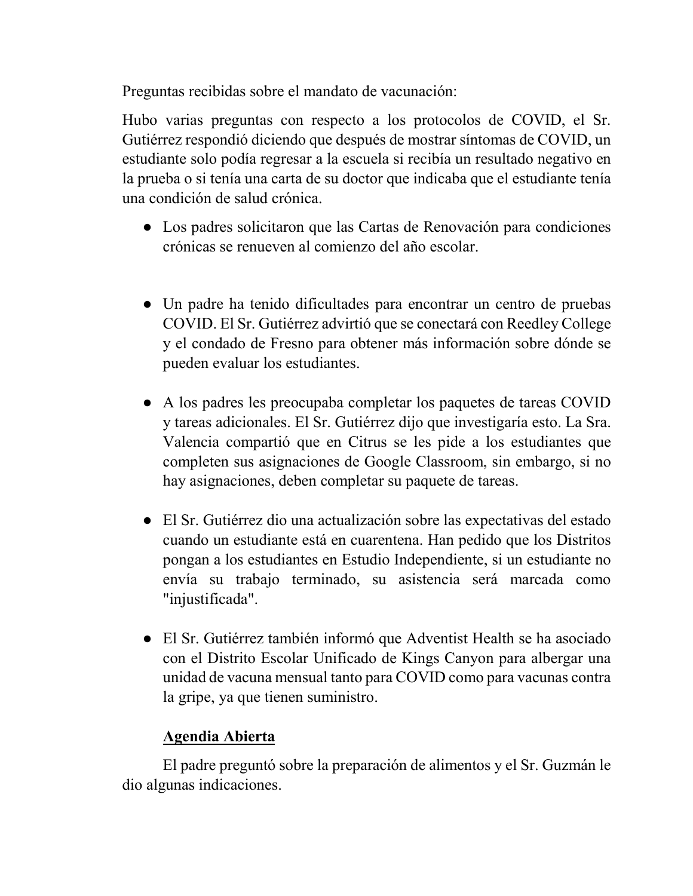Preguntas recibidas sobre el mandato de vacunación:

Hubo varias preguntas con respecto a los protocolos de COVID, el Sr. Gutiérrez respondió diciendo que después de mostrar síntomas de COVID, un estudiante solo podía regresar a la escuela si recibía un resultado negativo en la prueba o si tenía una carta de su doctor que indicaba que el estudiante tenía una condición de salud crónica.

- Los padres solicitaron que las Cartas de Renovación para condiciones crónicas se renueven al comienzo del año escolar.

- Un padre ha tenido dificultades para encontrar un centro de pruebas COVID. El Sr. Gutiérrez advirtió que se conectará con Reedley College y el condado de Fresno para obtener más información sobre dónde se pueden evaluar los estudiantes.

- A los padres les preocupaba completar los paquetes de tareas COVID y tareas adicionales. El Sr. Gutiérrez dijo que investigaría esto. La Sra. Valencia compartió que en Citrus se les pide a los estudiantes que completen sus asignaciones de Google Classroom, sin embargo, si no hay asignaciones, deben completar su paquete de tareas.

- El Sr. Gutiérrez dio una actualización sobre las expectativas del estado cuando un estudiante está en cuarentena. Han pedido que los Distritos pongan a los estudiantes en Estudio Independiente, si un estudiante no envía su trabajo terminado, su asistencia será marcada como "injustificada".

- El Sr. Gutiérrez también informó que Adventist Health se ha asociado con el Distrito Escolar Unificado de Kings Canyon para albergar una unidad de vacuna mensual tanto para COVID como para vacunas contra la gripe, ya que tienen suministro.

<u>**Agendia Abierta**</u>

El padre preguntó sobre la preparación de alimentos y el Sr. Guzmán le dio algunas indicaciones.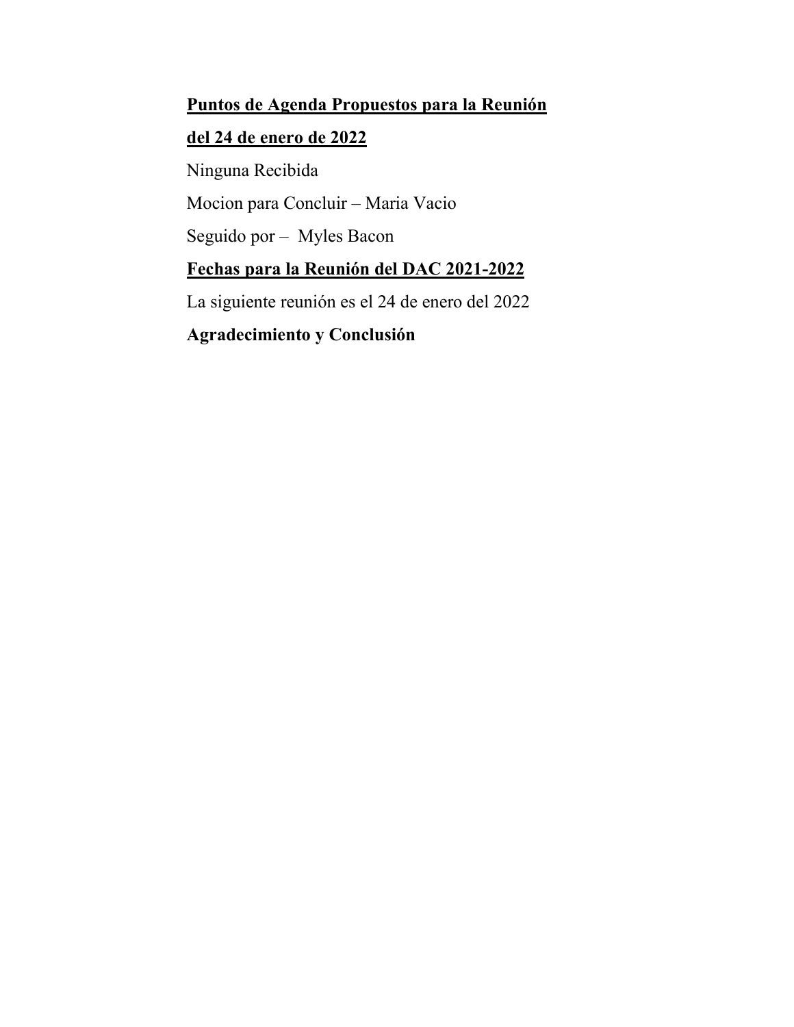**<u>Puntos de Agenda Propuestos para la Reunión</u>**

**<u>del 24 de enero de 2022</u>**

Ninguna Recibida

Mocion para Concluir – Maria Vacio

Seguido por – Myles Bacon

**<u>Fechas para la Reunión del DAC 2021-2022</u>**

La siguiente reunión es el 24 de enero del 2022

**Agradecimiento y Conclusión**